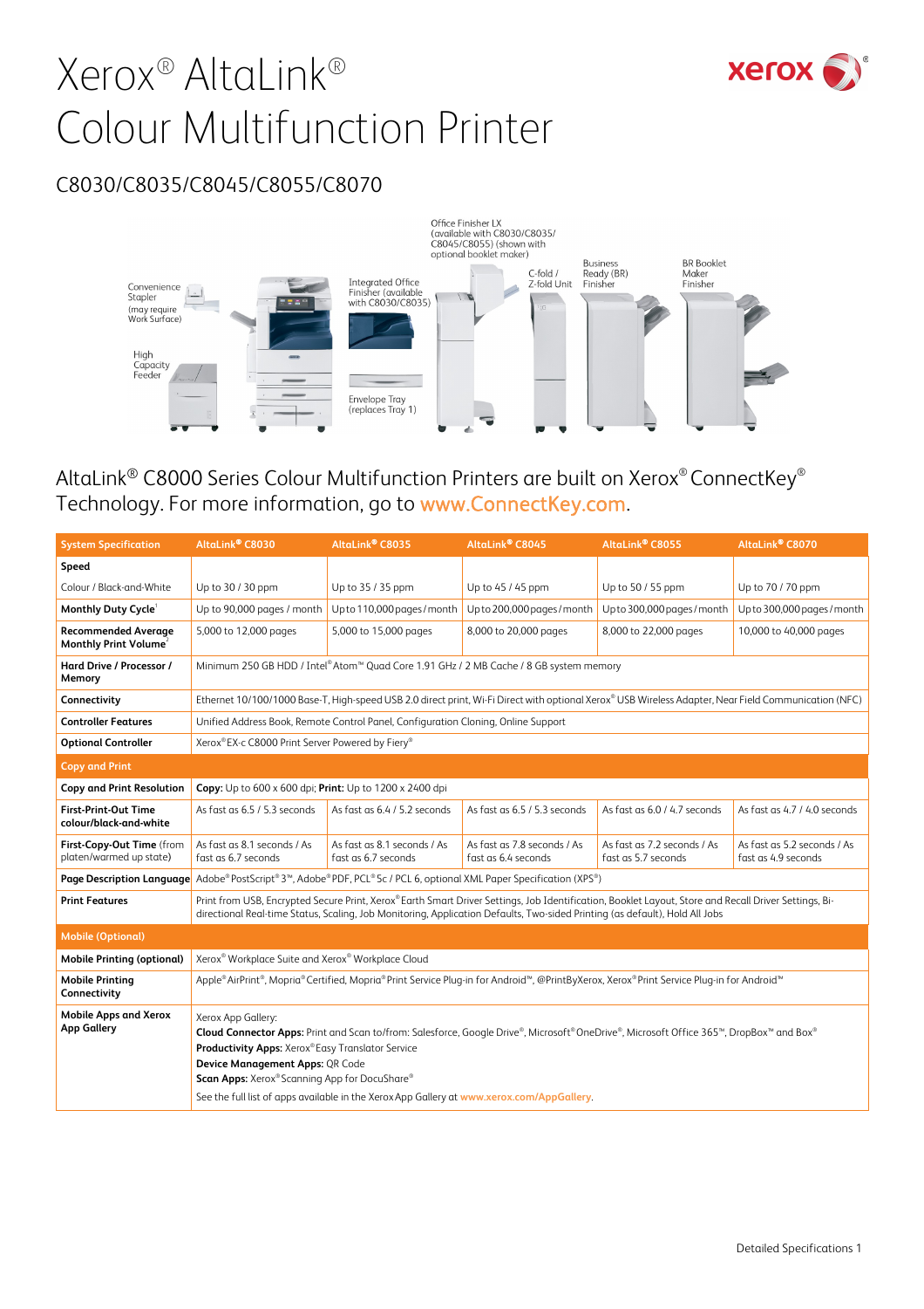# Xerox® AltaLink® Colour Multifunction Printer

## C8030/C8035/C8045/C8055/C8070

Office Finisher LX (available with C8030/C8035/ C8045/C8055) (shown with optional booklet maker)

Convenience Stapler (may require Work Surface)

Integrated Office Finisher (available with C8030/C8035)

C-fold / Z-fold Unit

Business Ready (BR) Finisher

BR Booklet Maker Finisher

High Capacity Feeder

Envelope Tray (replaces Tray 1)

AltaLink® C8000 Series Colour Multifunction Printers are built on Xerox® ConnectKey® Technology. For more information, go to www.ConnectKey.com.

| System Specification | AltaLink® C8030 | AltaLink® C8035 | AltaLink® C8045 | AltaLink® C8055 | AltaLink® C8070 |
|---|---|---|---|---|---|
| **Speed** | | | | | |
| Colour / Black-and-White | Up to 30 / 30 ppm | Up to 35 / 35 ppm | Up to 45 / 45 ppm | Up to 50 / 55 ppm | Up to 70 / 70 ppm |
| **Monthly Duty Cycle**[1] | Up to 90,000 pages / month | Up to 110,000 pages / month | Up to 200,000 pages / month | Up to 300,000 pages / month | Up to 300,000 pages / month |
| **Recommended Average Monthly Print Volume**[2] | 5,000 to 12,000 pages | 5,000 to 15,000 pages | 8,000 to 20,000 pages | 8,000 to 22,000 pages | 10,000 to 40,000 pages |
| **Hard Drive / Processor / Memory** | Minimum 250 GB HDD / Intel® Atom™ Quad Core 1.91 GHz / 2 MB Cache / 8 GB system memory | | | | |
| **Connectivity** | Ethernet 10/100/1000 Base-T, High-speed USB 2.0 direct print, Wi-Fi Direct with optional Xerox® USB Wireless Adapter, Near Field Communication (NFC) | | | | |
| **Controller Features** | Unified Address Book, Remote Control Panel, Configuration Cloning, Online Support | | | | |
| **Optional Controller** | Xerox® EX-c C8000 Print Server Powered by Fiery® | | | | |
| **Copy and Print** | | | | | |
| **Copy and Print Resolution** | **Copy:** Up to 600 x 600 dpi; **Print:** Up to 1200 x 2400 dpi | | | | |
| **First-Print-Out Time colour/black-and-white** | As fast as 6.5 / 5.3 seconds | As fast as 6.4 / 5.2 seconds | As fast as 6.5 / 5.3 seconds | As fast as 6.0 / 4.7 seconds | As fast as 4.7 / 4.0 seconds |
| **First-Copy-Out Time** (from platen/warmed up state) | As fast as 8.1 seconds / As fast as 6.7 seconds | As fast as 8.1 seconds / As fast as 6.7 seconds | As fast as 7.8 seconds / As fast as 6.4 seconds | As fast as 7.2 seconds / As fast as 5.7 seconds | As fast as 5.2 seconds / As fast as 4.9 seconds |
| **Page Description Language** | Adobe® PostScript® 3™, Adobe® PDF, PCL® 5c / PCL 6, optional XML Paper Specification (XPS®) | | | | |
| **Print Features** | Print from USB, Encrypted Secure Print, Xerox® Earth Smart Driver Settings, Job Identification, Booklet Layout, Store and Recall Driver Settings, Bi-directional Real-time Status, Scaling, Job Monitoring, Application Defaults, Two-sided Printing (as default), Hold All Jobs | | | | |
| **Mobile (Optional)** | | | | | |
| **Mobile Printing (optional)** | Xerox® Workplace Suite and Xerox® Workplace Cloud | | | | |
| **Mobile Printing Connectivity** | Apple® AirPrint®, Mopria® Certified, Mopria® Print Service Plug-in for Android™, @PrintByXerox, Xerox® Print Service Plug-in for Android™ | | | | |
| **Mobile Apps and Xerox App Gallery** | Xerox App Gallery: **Cloud Connector Apps:** Print and Scan to/from: Salesforce, Google Drive®, Microsoft® OneDrive®, Microsoft Office 365™, DropBox™ and Box® **Productivity Apps:** Xerox® Easy Translator Service **Device Management Apps:** QR Code **Scan Apps:** Xerox® Scanning App for DocuShare® See the full list of apps available in the Xerox App Gallery at www.xerox.com/AppGallery. | | | | |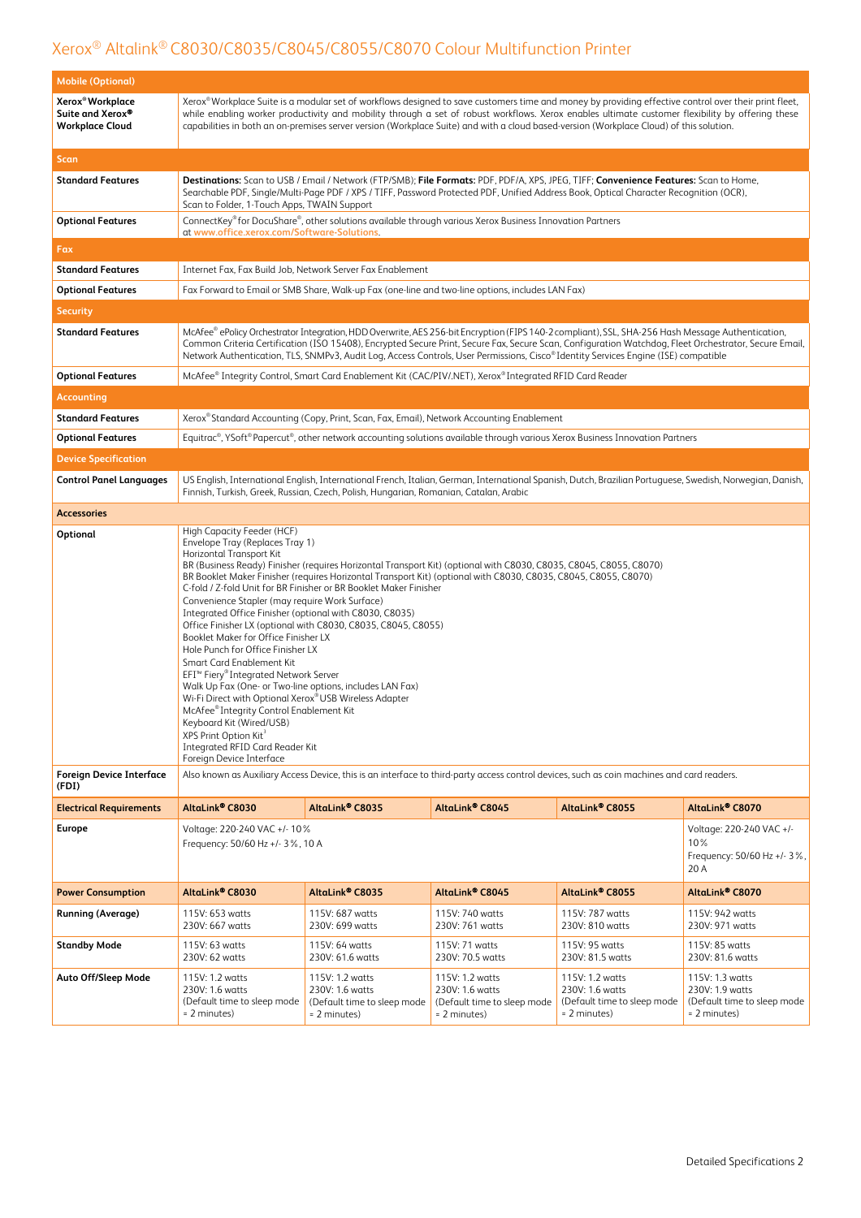# Xerox® Altalink® C8030/C8035/C8045/C8055/C8070 Colour Multifunction Printer

| Mobile (Optional) | |
|---|---|
| **Xerox® Workplace Suite and Xerox® Workplace Cloud** | Xerox® Workplace Suite is a modular set of workflows designed to save customers time and money by providing effective control over their print fleet, while enabling worker productivity and mobility through a set of robust workflows. Xerox enables ultimate customer flexibility by offering these capabilities in both an on-premises server version (Workplace Suite) and with a cloud based-version (Workplace Cloud) of this solution. |
| **Scan** | |
| **Standard Features** | **Destinations:** Scan to USB / Email / Network (FTP/SMB); **File Formats:** PDF, PDF/A, XPS, JPEG, TIFF; **Convenience Features:** Scan to Home, Searchable PDF, Single/Multi-Page PDF / XPS / TIFF, Password Protected PDF, Unified Address Book, Optical Character Recognition (OCR), Scan to Folder, 1-Touch Apps, TWAIN Support |
| **Optional Features** | ConnectKey® for DocuShare®, other solutions available through various Xerox Business Innovation Partners at www.office.xerox.com/Software-Solutions. |
| **Fax** | |
| **Standard Features** | Internet Fax, Fax Build Job, Network Server Fax Enablement |
| **Optional Features** | Fax Forward to Email or SMB Share, Walk-up Fax (one-line and two-line options, includes LAN Fax) |
| **Security** | |
| **Standard Features** | McAfee® ePolicy Orchestrator Integration, HDD Overwrite, AES 256-bit Encryption (FIPS 140-2 compliant), SSL, SHA-256 Hash Message Authentication, Common Criteria Certification (ISO 15408), Encrypted Secure Print, Secure Fax, Secure Scan, Configuration Watchdog, Fleet Orchestrator, Secure Email, Network Authentication, TLS, SNMPv3, Audit Log, Access Controls, User Permissions, Cisco® Identity Services Engine (ISE) compatible |
| **Optional Features** | McAfee® Integrity Control, Smart Card Enablement Kit (CAC/PIV/.NET), Xerox® Integrated RFID Card Reader |
| **Accounting** | |
| **Standard Features** | Xerox® Standard Accounting (Copy, Print, Scan, Fax, Email), Network Accounting Enablement |
| **Optional Features** | Equitrac®, YSoft® Papercut®, other network accounting solutions available through various Xerox Business Innovation Partners |
| **Device Specification** | |
| **Control Panel Languages** | US English, International English, International French, Italian, German, International Spanish, Dutch, Brazilian Portuguese, Swedish, Norwegian, Danish, Finnish, Turkish, Greek, Russian, Czech, Polish, Hungarian, Romanian, Catalan, Arabic |
| **Accessories** | |
| **Optional** | High Capacity Feeder (HCF)<br>Envelope Tray (Replaces Tray 1)<br>Horizontal Transport Kit<br>BR (Business Ready) Finisher (requires Horizontal Transport Kit) (optional with C8030, C8035, C8045, C8055, C8070)<br>BR Booklet Maker Finisher (requires Horizontal Transport Kit) (optional with C8030, C8035, C8045, C8055, C8070)<br>C-fold / Z-fold Unit for BR Finisher or BR Booklet Maker Finisher<br>Convenience Stapler (may require Work Surface)<br>Integrated Office Finisher (optional with C8030, C8035)<br>Office Finisher LX (optional with C8030, C8035, C8045, C8055)<br>Booklet Maker for Office Finisher LX<br>Hole Punch for Office Finisher LX<br>Smart Card Enablement Kit<br>EFI™ Fiery® Integrated Network Server<br>Walk Up Fax (One- or Two-line options, includes LAN Fax)<br>Wi-Fi Direct with Optional Xerox® USB Wireless Adapter<br>McAfee® Integrity Control Enablement Kit<br>Keyboard Kit (Wired/USB)<br>XPS Print Option Kit[3]<br>Integrated RFID Card Reader Kit<br>Foreign Device Interface |
| **Foreign Device Interface (FDI)** | Also known as Auxiliary Access Device, this is an interface to third-party access control devices, such as coin machines and card readers. |

| Electrical Requirements | AltaLink® C8030 | AltaLink® C8035 | AltaLink® C8045 | AltaLink® C8055 | AltaLink® C8070 |
|---|---|---|---|---|---|
| **Europe** | Voltage: 220-240 VAC +/- 10%<br>Frequency: 50/60 Hz +/- 3%, 10 A | | | | Voltage: 220-240 VAC +/- 10%<br>Frequency: 50/60 Hz +/- 3%, 20 A |
| **Power Consumption** | **AltaLink® C8030** | **AltaLink® C8035** | **AltaLink® C8045** | **AltaLink® C8055** | **AltaLink® C8070** |
| **Running (Average)** | 115V: 653 watts<br>230V: 667 watts | 115V: 687 watts<br>230V: 699 watts | 115V: 740 watts<br>230V: 761 watts | 115V: 787 watts<br>230V: 810 watts | 115V: 942 watts<br>230V: 971 watts |
| **Standby Mode** | 115V: 63 watts<br>230V: 62 watts | 115V: 64 watts<br>230V: 61.6 watts | 115V: 71 watts<br>230V: 70.5 watts | 115V: 95 watts<br>230V: 81.5 watts | 115V: 85 watts<br>230V: 81.6 watts |
| **Auto Off/Sleep Mode** | 115V: 1.2 watts<br>230V: 1.6 watts<br>(Default time to sleep mode = 2 minutes) | 115V: 1.2 watts<br>230V: 1.6 watts<br>(Default time to sleep mode = 2 minutes) | 115V: 1.2 watts<br>230V: 1.6 watts<br>(Default time to sleep mode = 2 minutes) | 115V: 1.2 watts<br>230V: 1.6 watts<br>(Default time to sleep mode = 2 minutes) | 115V: 1.3 watts<br>230V: 1.9 watts<br>(Default time to sleep mode = 2 minutes) |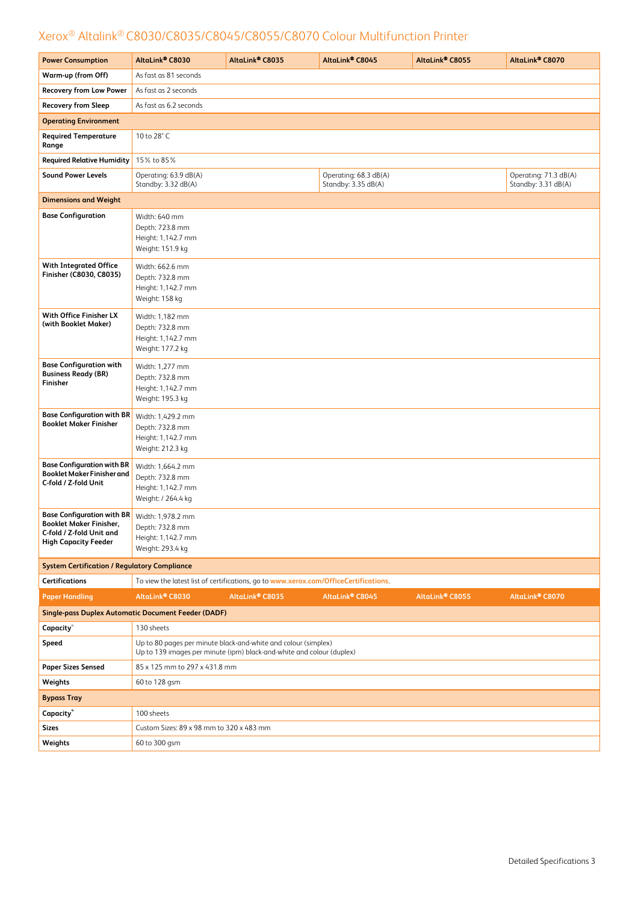# Xerox® Altalink® C8030/C8035/C8045/C8055/C8070 Colour Multifunction Printer

| Power Consumption | AltaLink® C8030 | AltaLink® C8035 | AltaLink® C8045 | AltaLink® C8055 | AltaLink® C8070 |
|---|---|---|---|---|---|
| Warm-up (from Off) | As fast as 81 seconds | | | | |
| Recovery from Low Power | As fast as 2 seconds | | | | |
| Recovery from Sleep | As fast as 6.2 seconds | | | | |
| **Operating Environment** | | | | | |
| Required Temperature Range | 10 to 28° C | | | | |
| Required Relative Humidity | 15% to 85% | | | | |
| Sound Power Levels | Operating: 63.9 dB(A)<br>Standby: 3.32 dB(A) | | Operating: 68.3 dB(A)<br>Standby: 3.35 dB(A) | | Operating: 71.3 dB(A)<br>Standby: 3.31 dB(A) |
| **Dimensions and Weight** | | | | | |
| Base Configuration | Width: 640 mm<br>Depth: 723.8 mm<br>Height: 1,142.7 mm<br>Weight: 151.9 kg | | | | |
| With Integrated Office Finisher (C8030, C8035) | Width: 662.6 mm<br>Depth: 732.8 mm<br>Height: 1,142.7 mm<br>Weight: 158 kg | | | | |
| With Office Finisher LX (with Booklet Maker) | Width: 1,182 mm<br>Depth: 732.8 mm<br>Height: 1,142.7 mm<br>Weight: 177.2 kg | | | | |
| Base Configuration with Business Ready (BR) Finisher | Width: 1,277 mm<br>Depth: 732.8 mm<br>Height: 1,142.7 mm<br>Weight: 195.3 kg | | | | |
| Base Configuration with BR Booklet Maker Finisher | Width: 1,429.2 mm<br>Depth: 732.8 mm<br>Height: 1,142.7 mm<br>Weight: 212.3 kg | | | | |
| Base Configuration with BR Booklet Maker Finisher and C-fold / Z-fold Unit | Width: 1,664.2 mm<br>Depth: 732.8 mm<br>Height: 1,142.7 mm<br>Weight: / 264.4 kg | | | | |
| Base Configuration with BR Booklet Maker Finisher, C-fold / Z-fold Unit and High Capacity Feeder | Width: 1,978.2 mm<br>Depth: 732.8 mm<br>Height: 1,142.7 mm<br>Weight: 293.4 kg | | | | |
| **System Certification / Regulatory Compliance** | | | | | |
| Certifications | To view the latest list of certifications, go to www.xerox.com/OfficeCertifications. | | | | |

| Paper Handling | AltaLink® C8030 | AltaLink® C8035 | AltaLink® C8045 | AltaLink® C8055 | AltaLink® C8070 |
|---|---|---|---|---|---|
| **Single-pass Duplex Automatic Document Feeder (DADF)** | | | | | |
| Capacity[4] | 130 sheets | | | | |
| Speed | Up to 80 pages per minute black-and-white and colour (simplex)<br>Up to 139 images per minute (ipm) black-and-white and colour (duplex) | | | | |
| Paper Sizes Sensed | 85 x 125 mm to 297 x 431.8 mm | | | | |
| Weights | 60 to 128 gsm | | | | |
| **Bypass Tray** | | | | | |
| Capacity[4] | 100 sheets | | | | |
| Sizes | Custom Sizes: 89 x 98 mm to 320 x 483 mm | | | | |
| Weights | 60 to 300 gsm | | | | |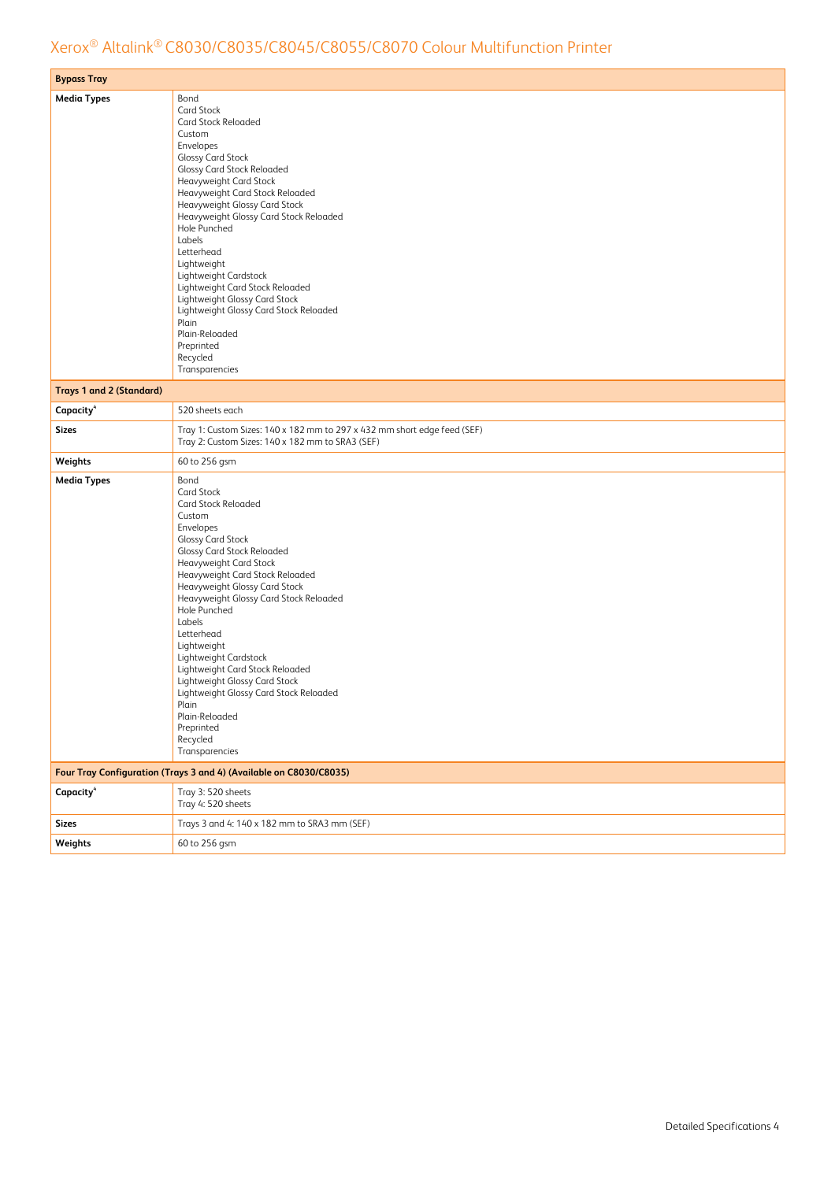| **Bypass Tray** | |
|---|---|
| **Media Types** | Bond<br>Card Stock<br>Card Stock Reloaded<br>Custom<br>Envelopes<br>Glossy Card Stock<br>Glossy Card Stock Reloaded<br>Heavyweight Card Stock<br>Heavyweight Card Stock Reloaded<br>Heavyweight Glossy Card Stock<br>Heavyweight Glossy Card Stock Reloaded<br>Hole Punched<br>Labels<br>Letterhead<br>Lightweight<br>Lightweight Cardstock<br>Lightweight Card Stock Reloaded<br>Lightweight Glossy Card Stock<br>Lightweight Glossy Card Stock Reloaded<br>Plain<br>Plain-Reloaded<br>Preprinted<br>Recycled<br>Transparencies |
| **Trays 1 and 2 (Standard)** | |
| **Capacity**[4] | 520 sheets each |
| **Sizes** | Tray 1: Custom Sizes: 140 x 182 mm to 297 x 432 mm short edge feed (SEF)<br>Tray 2: Custom Sizes: 140 x 182 mm to SRA3 (SEF) |
| **Weights** | 60 to 256 gsm |
| **Media Types** | Bond<br>Card Stock<br>Card Stock Reloaded<br>Custom<br>Envelopes<br>Glossy Card Stock<br>Glossy Card Stock Reloaded<br>Heavyweight Card Stock<br>Heavyweight Card Stock Reloaded<br>Heavyweight Glossy Card Stock<br>Heavyweight Glossy Card Stock Reloaded<br>Hole Punched<br>Labels<br>Letterhead<br>Lightweight<br>Lightweight Cardstock<br>Lightweight Card Stock Reloaded<br>Lightweight Glossy Card Stock<br>Lightweight Glossy Card Stock Reloaded<br>Plain<br>Plain-Reloaded<br>Preprinted<br>Recycled<br>Transparencies |
| **Four Tray Configuration (Trays 3 and 4) (Available on C8030/C8035)** | |
| **Capacity**[4] | Tray 3: 520 sheets<br>Tray 4: 520 sheets |
| **Sizes** | Trays 3 and 4: 140 x 182 mm to SRA3 mm (SEF) |
| **Weights** | 60 to 256 gsm |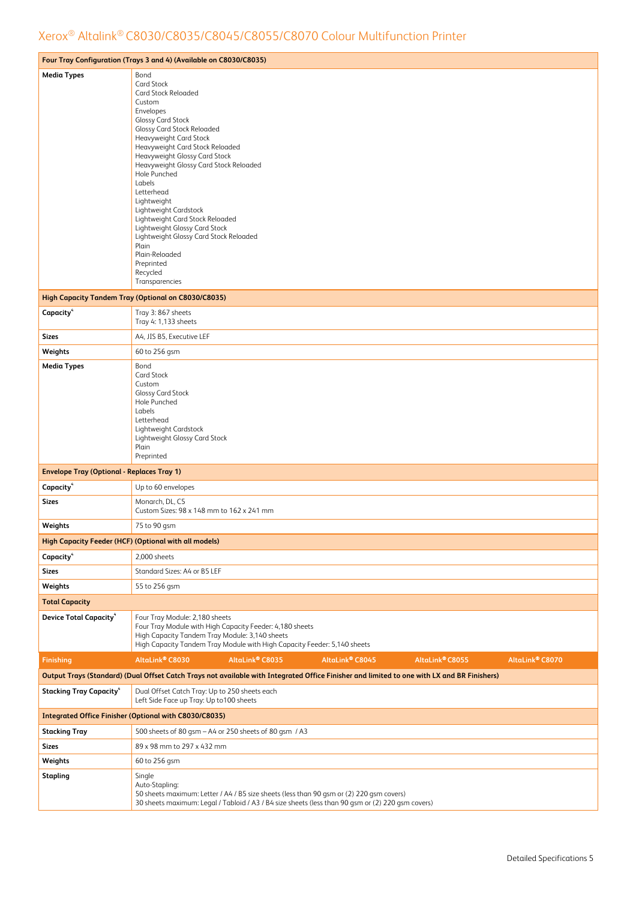| Four Tray Configuration (Trays 3 and 4) (Available on C8030/C8035) | |
|---|---|
| **Media Types** | Bond<br>Card Stock<br>Card Stock Reloaded<br>Custom<br>Envelopes<br>Glossy Card Stock<br>Glossy Card Stock Reloaded<br>Heavyweight Card Stock<br>Heavyweight Card Stock Reloaded<br>Heavyweight Glossy Card Stock<br>Heavyweight Glossy Card Stock Reloaded<br>Hole Punched<br>Labels<br>Letterhead<br>Lightweight<br>Lightweight Cardstock<br>Lightweight Card Stock Reloaded<br>Lightweight Glossy Card Stock<br>Lightweight Glossy Card Stock Reloaded<br>Plain<br>Plain-Reloaded<br>Preprinted<br>Recycled<br>Transparencies |
| **High Capacity Tandem Tray (Optional on C8030/C8035)** | |
| **Capacity**[4] | Tray 3: 867 sheets<br>Tray 4: 1,133 sheets |
| **Sizes** | A4, JIS B5, Executive LEF |
| **Weights** | 60 to 256 gsm |
| **Media Types** | Bond<br>Card Stock<br>Custom<br>Glossy Card Stock<br>Hole Punched<br>Labels<br>Letterhead<br>Lightweight Cardstock<br>Lightweight Glossy Card Stock<br>Plain<br>Preprinted |
| **Envelope Tray (Optional - Replaces Tray 1)** | |
| **Capacity**[4] | Up to 60 envelopes |
| **Sizes** | Monarch, DL, C5<br>Custom Sizes: 98 x 148 mm to 162 x 241 mm |
| **Weights** | 75 to 90 gsm |
| **High Capacity Feeder (HCF) (Optional with all models)** | |
| **Capacity**[4] | 2,000 sheets |
| **Sizes** | Standard Sizes: A4 or B5 LEF |
| **Weights** | 55 to 256 gsm |
| **Total Capacity** | |
| **Device Total Capacity**[4] | Four Tray Module: 2,180 sheets<br>Four Tray Module with High Capacity Feeder: 4,180 sheets<br>High Capacity Tandem Tray Module: 3,140 sheets<br>High Capacity Tandem Tray Module with High Capacity Feeder: 5,140 sheets |

| Finishing | AltaLink® C8030 | AltaLink® C8035 | AltaLink® C8045 | AltaLink® C8055 | AltaLink® C8070 |
|---|---|---|---|---|---|
| **Output Trays (Standard) (Dual Offset Catch Trays not available with Integrated Office Finisher and limited to one with LX and BR Finishers)** | | | | | |
| **Stacking Tray Capacity**[4] | Dual Offset Catch Tray: Up to 250 sheets each<br>Left Side Face up Tray: Up to100 sheets | | | | |
| **Integrated Office Finisher (Optional with C8030/C8035)** | | | | | |
| **Stacking Tray** | 500 sheets of 80 gsm – A4 or 250 sheets of 80 gsm / A3 | | | | |
| **Sizes** | 89 x 98 mm to 297 x 432 mm | | | | |
| **Weights** | 60 to 256 gsm | | | | |
| **Stapling** | Single<br>Auto-Stapling:<br>50 sheets maximum: Letter / A4 / B5 size sheets (less than 90 gsm or (2) 220 gsm covers)<br>30 sheets maximum: Legal / Tabloid / A3 / B4 size sheets (less than 90 gsm or (2) 220 gsm covers) | | | | |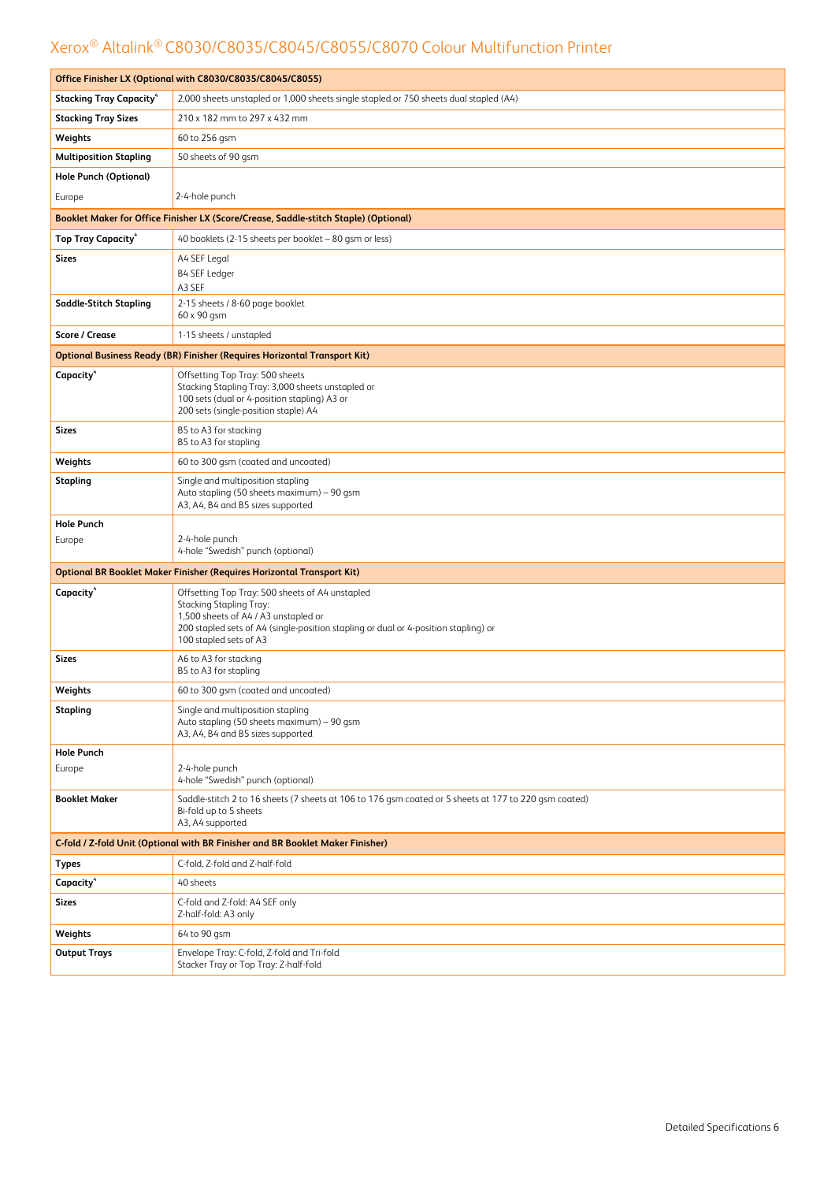| Office Finisher LX (Optional with C8030/C8035/C8045/C8055) | |
|---|---|
| **Stacking Tray Capacity**[4] | 2,000 sheets unstapled or 1,000 sheets single stapled or 750 sheets dual stapled (A4) |
| **Stacking Tray Sizes** | 210 x 182 mm to 297 x 432 mm |
| **Weights** | 60 to 256 gsm |
| **Multiposition Stapling** | 50 sheets of 90 gsm |
| **Hole Punch (Optional)** | |
| Europe | 2-4-hole punch |
| **Booklet Maker for Office Finisher LX (Score/Crease, Saddle-stitch Staple) (Optional)** | |
| **Top Tray Capacity**[4] | 40 booklets (2-15 sheets per booklet – 80 gsm or less) |
| **Sizes** | A4 SEF Legal<br>B4 SEF Ledger<br>A3 SEF |
| **Saddle-Stitch Stapling** | 2-15 sheets / 8-60 page booklet<br>60 x 90 gsm |
| **Score / Crease** | 1-15 sheets / unstapled |
| **Optional Business Ready (BR) Finisher (Requires Horizontal Transport Kit)** | |
| **Capacity**[4] | Offsetting Top Tray: 500 sheets<br>Stacking Stapling Tray: 3,000 sheets unstapled or<br>100 sets (dual or 4-position stapling) A3 or<br>200 sets (single-position staple) A4 |
| **Sizes** | B5 to A3 for stacking<br>B5 to A3 for stapling |
| **Weights** | 60 to 300 gsm (coated and uncoated) |
| **Stapling** | Single and multiposition stapling<br>Auto stapling (50 sheets maximum) – 90 gsm<br>A3, A4, B4 and B5 sizes supported |
| **Hole Punch** | |
| Europe | 2-4-hole punch<br>4-hole "Swedish" punch (optional) |
| **Optional BR Booklet Maker Finisher (Requires Horizontal Transport Kit)** | |
| **Capacity**[4] | Offsetting Top Tray: 500 sheets of A4 unstapled<br>Stacking Stapling Tray:<br>1,500 sheets of A4 / A3 unstapled or<br>200 stapled sets of A4 (single-position stapling or dual or 4-position stapling) or<br>100 stapled sets of A3 |
| **Sizes** | A6 to A3 for stacking<br>B5 to A3 for stapling |
| **Weights** | 60 to 300 gsm (coated and uncoated) |
| **Stapling** | Single and multiposition stapling<br>Auto stapling (50 sheets maximum) – 90 gsm<br>A3, A4, B4 and B5 sizes supported |
| **Hole Punch** | |
| Europe | 2-4-hole punch<br>4-hole "Swedish" punch (optional) |
| **Booklet Maker** | Saddle-stitch 2 to 16 sheets (7 sheets at 106 to 176 gsm coated or 5 sheets at 177 to 220 gsm coated)<br>Bi-fold up to 5 sheets<br>A3, A4 supported |
| **C-fold / Z-fold Unit (Optional with BR Finisher and BR Booklet Maker Finisher)** | |
| **Types** | C-fold, Z-fold and Z-half-fold |
| **Capacity**[4] | 40 sheets |
| **Sizes** | C-fold and Z-fold: A4 SEF only<br>Z-half-fold: A3 only |
| **Weights** | 64 to 90 gsm |
| **Output Trays** | Envelope Tray: C-fold, Z-fold and Tri-fold<br>Stacker Tray or Top Tray: Z-half-fold |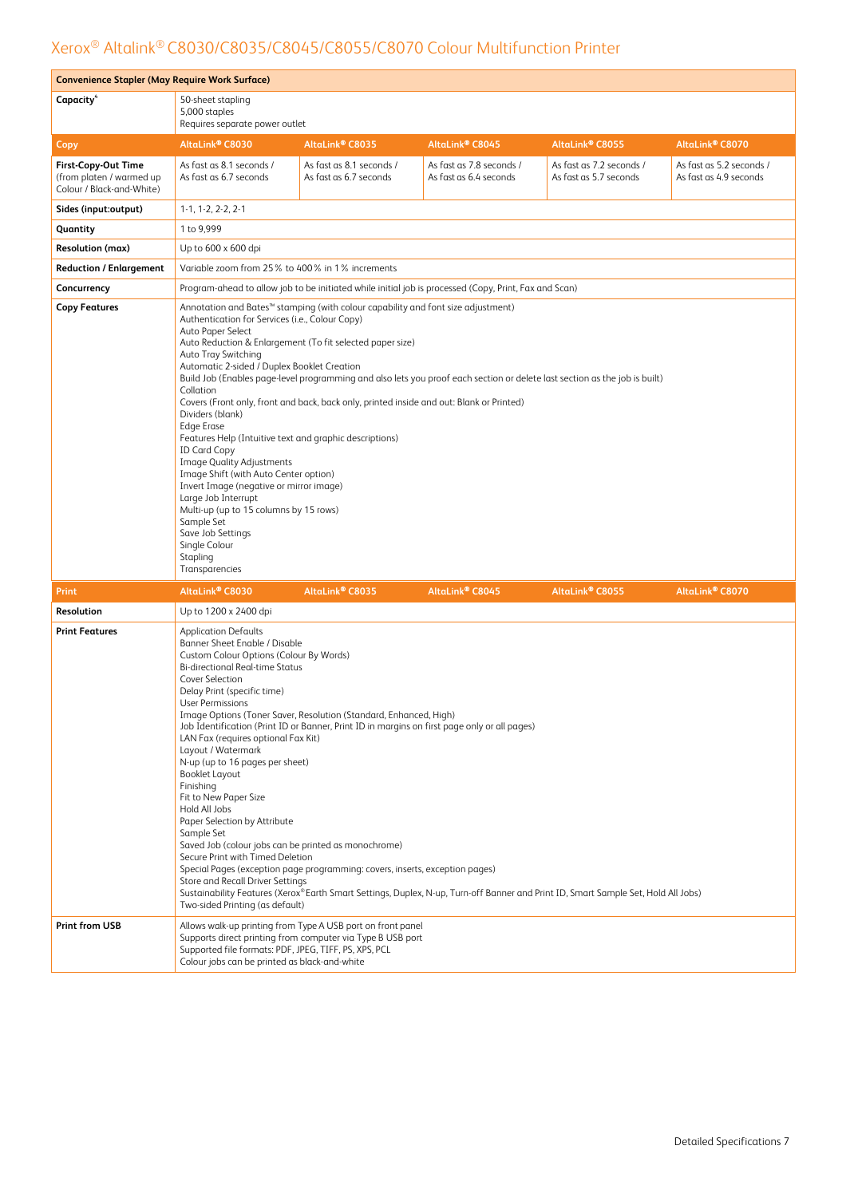# Xerox® Altalink® C8030/C8035/C8045/C8055/C8070 Colour Multifunction Printer

| Convenience Stapler (May Require Work Surface) | | | | | |
|---|---|---|---|---|---|
| **Capacity**[4] | 50-sheet stapling<br>5,000 staples<br>Requires separate power outlet | | | | |
| **Copy** | **AltaLink® C8030** | **AltaLink® C8035** | **AltaLink® C8045** | **AltaLink® C8055** | **AltaLink® C8070** |
| **First-Copy-Out Time** (from platen / warmed up Colour / Black-and-White) | As fast as 8.1 seconds / As fast as 6.7 seconds | As fast as 8.1 seconds / As fast as 6.7 seconds | As fast as 7.8 seconds / As fast as 6.4 seconds | As fast as 7.2 seconds / As fast as 5.7 seconds | As fast as 5.2 seconds / As fast as 4.9 seconds |
| **Sides (input:output)** | 1-1, 1-2, 2-2, 2-1 | | | | |
| **Quantity** | 1 to 9,999 | | | | |
| **Resolution (max)** | Up to 600 x 600 dpi | | | | |
| **Reduction / Enlargement** | Variable zoom from 25% to 400% in 1% increments | | | | |
| **Concurrency** | Program-ahead to allow job to be initiated while initial job is processed (Copy, Print, Fax and Scan) | | | | |
| **Copy Features** | Annotation and Bates™ stamping (with colour capability and font size adjustment)<br>Authentication for Services (i.e., Colour Copy)<br>Auto Paper Select<br>Auto Reduction & Enlargement (To fit selected paper size)<br>Auto Tray Switching<br>Automatic 2-sided / Duplex Booklet Creation<br>Build Job (Enables page-level programming and also lets you proof each section or delete last section as the job is built)<br>Collation<br>Covers (Front only, front and back, back only, printed inside and out: Blank or Printed)<br>Dividers (blank)<br>Edge Erase<br>Features Help (Intuitive text and graphic descriptions)<br>ID Card Copy<br>Image Quality Adjustments<br>Image Shift (with Auto Center option)<br>Invert Image (negative or mirror image)<br>Large Job Interrupt<br>Multi-up (up to 15 columns by 15 rows)<br>Sample Set<br>Save Job Settings<br>Single Colour<br>Stapling<br>Transparencies | | | | |
| **Print** | **AltaLink® C8030** | **AltaLink® C8035** | **AltaLink® C8045** | **AltaLink® C8055** | **AltaLink® C8070** |
| **Resolution** | Up to 1200 x 2400 dpi | | | | |
| **Print Features** | Application Defaults<br>Banner Sheet Enable / Disable<br>Custom Colour Options (Colour By Words)<br>Bi-directional Real-time Status<br>Cover Selection<br>Delay Print (specific time)<br>User Permissions<br>Image Options (Toner Saver, Resolution (Standard, Enhanced, High)<br>Job Identification (Print ID or Banner, Print ID in margins on first page only or all pages)<br>LAN Fax (requires optional Fax Kit)<br>Layout / Watermark<br>N-up (up to 16 pages per sheet)<br>Booklet Layout<br>Finishing<br>Fit to New Paper Size<br>Hold All Jobs<br>Paper Selection by Attribute<br>Sample Set<br>Saved Job (colour jobs can be printed as monochrome)<br>Secure Print with Timed Deletion<br>Special Pages (exception page programming: covers, inserts, exception pages)<br>Store and Recall Driver Settings<br>Sustainability Features (Xerox® Earth Smart Settings, Duplex, N-up, Turn-off Banner and Print ID, Smart Sample Set, Hold All Jobs)<br>Two-sided Printing (as default) | | | | |
| **Print from USB** | Allows walk-up printing from Type A USB port on front panel<br>Supports direct printing from computer via Type B USB port<br>Supported file formats: PDF, JPEG, TIFF, PS, XPS, PCL<br>Colour jobs can be printed as black-and-white | | | | |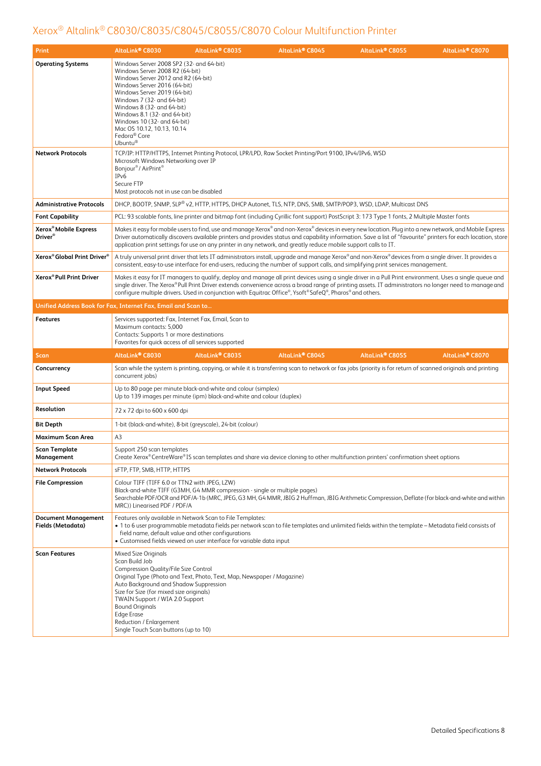# Xerox® Altalink® C8030/C8035/C8045/C8055/C8070 Colour Multifunction Printer

| Print | AltaLink® C8030 | AltaLink® C8035 | AltaLink® C8045 | AltaLink® C8055 | AltaLink® C8070 |
|---|---|---|---|---|---|
| **Operating Systems** | Windows Server 2008 SP2 (32- and 64-bit)<br>Windows Server 2008 R2 (64-bit)<br>Windows Server 2012 and R2 (64-bit)<br>Windows Server 2016 (64-bit)<br>Windows Server 2019 (64-bit)<br>Windows 7 (32- and 64-bit)<br>Windows 8 (32- and 64-bit)<br>Windows 8.1 (32- and 64-bit)<br>Windows 10 (32- and 64-bit)<br>Mac OS 10.12, 10.13, 10.14<br>Fedora® Core<br>Ubuntu® | | | | |
| **Network Protocols** | TCP/IP: HTTP/HTTPS, Internet Printing Protocol, LPR/LPD, Raw Socket Printing/Port 9100, IPv4/IPv6, WSD<br>Microsoft Windows Networking over IP<br>Bonjour® / AirPrint®<br>IPv6<br>Secure FTP<br>Most protocols not in use can be disabled | | | | |
| **Administrative Protocols** | DHCP, BOOTP, SNMP, SLP® v2, HTTP, HTTPS, DHCP Autonet, TLS, NTP, DNS, SMB, SMTP/POP3, WSD, LDAP, Multicast DNS | | | | |
| **Font Capability** | PCL: 93 scalable fonts, line printer and bitmap font (including Cyrillic font support) PostScript 3: 173 Type 1 fonts, 2 Multiple Master fonts | | | | |
| **Xerox® Mobile Express Driver®** | Makes it easy for mobile users to find, use and manage Xerox® and non-Xerox® devices in every new location. Plug into a new network, and Mobile Express Driver automatically discovers available printers and provides status and capability information. Save a list of "favourite" printers for each location, store application print settings for use on any printer in any network, and greatly reduce mobile support calls to IT. | | | | |
| **Xerox® Global Print Driver®** | A truly universal print driver that lets IT administrators install, upgrade and manage Xerox® and non-Xerox® devices from a single driver. It provides a consistent, easy-to-use interface for end-users, reducing the number of support calls, and simplifying print services management. | | | | |
| **Xerox® Pull Print Driver** | Makes it easy for IT managers to qualify, deploy and manage all print devices using a single driver in a Pull Print environment. Uses a single queue and single driver. The Xerox® Pull Print Driver extends convenience across a broad range of printing assets. IT administrators no longer need to manage and configure multiple drivers. Used in conjunction with Equitrac Office®, Ysoft® SafeQ®, Pharos® and others. | | | | |
| **Unified Address Book for Fax, Internet Fax, Email and Scan to...** | | | | | |
| **Features** | Services supported: Fax, Internet Fax, Email, Scan to<br>Maximum contacts: 5,000<br>Contacts: Supports 1 or more destinations<br>Favorites for quick access of all services supported | | | | |
| **Scan** | **AltaLink® C8030** | **AltaLink® C8035** | **AltaLink® C8045** | **AltaLink® C8055** | **AltaLink® C8070** |
| **Concurrency** | Scan while the system is printing, copying, or while it is transferring scan to network or fax jobs (priority is for return of scanned originals and printing concurrent jobs) | | | | |
| **Input Speed** | Up to 80 page per minute black-and-white and colour (simplex)<br>Up to 139 images per minute (ipm) black-and-white and colour (duplex) | | | | |
| **Resolution** | 72 x 72 dpi to 600 x 600 dpi | | | | |
| **Bit Depth** | 1-bit (black-and-white), 8-bit (greyscale), 24-bit (colour) | | | | |
| **Maximum Scan Area** | A3 | | | | |
| **Scan Template Management** | Support 250 scan templates<br>Create Xerox® CentreWare® IS scan templates and share via device cloning to other multifunction printers' confirmation sheet options | | | | |
| **Network Protocols** | sFTP, FTP, SMB, HTTP, HTTPS | | | | |
| **File Compression** | Colour TIFF (TIFF 6.0 or TTN2 with JPEG, LZW)<br>Black-and-white TIFF (G3MH, G4 MMR compression - single or multiple pages)<br>Searchable PDF/OCR and PDF/A-1b (MRC, JPEG, G3 MH, G4 MMR, JBIG 2 Huffman, JBIG Arithmetic Compression, Deflate (for black-and-white and within MRC)) Linearised PDF / PDF/A | | | | |
| **Document Management Fields (Metadata)** | Features only available in Network Scan to File Templates:<br>• 1 to 6 user programmable metadata fields per network scan to file templates and unlimited fields within the template – Metadata field consists of field name, default value and other configurations<br>• Customised fields viewed on user interface for variable data input | | | | |
| **Scan Features** | Mixed Size Originals<br>Scan Build Job<br>Compression Quality/File Size Control<br>Original Type (Photo and Text, Photo, Text, Map, Newspaper / Magazine)<br>Auto Background and Shadow Suppression<br>Size for Size (for mixed size originals)<br>TWAIN Support / WIA 2.0 Support<br>Bound Originals<br>Edge Erase<br>Reduction / Enlargement<br>Single Touch Scan buttons (up to 10) | | | | |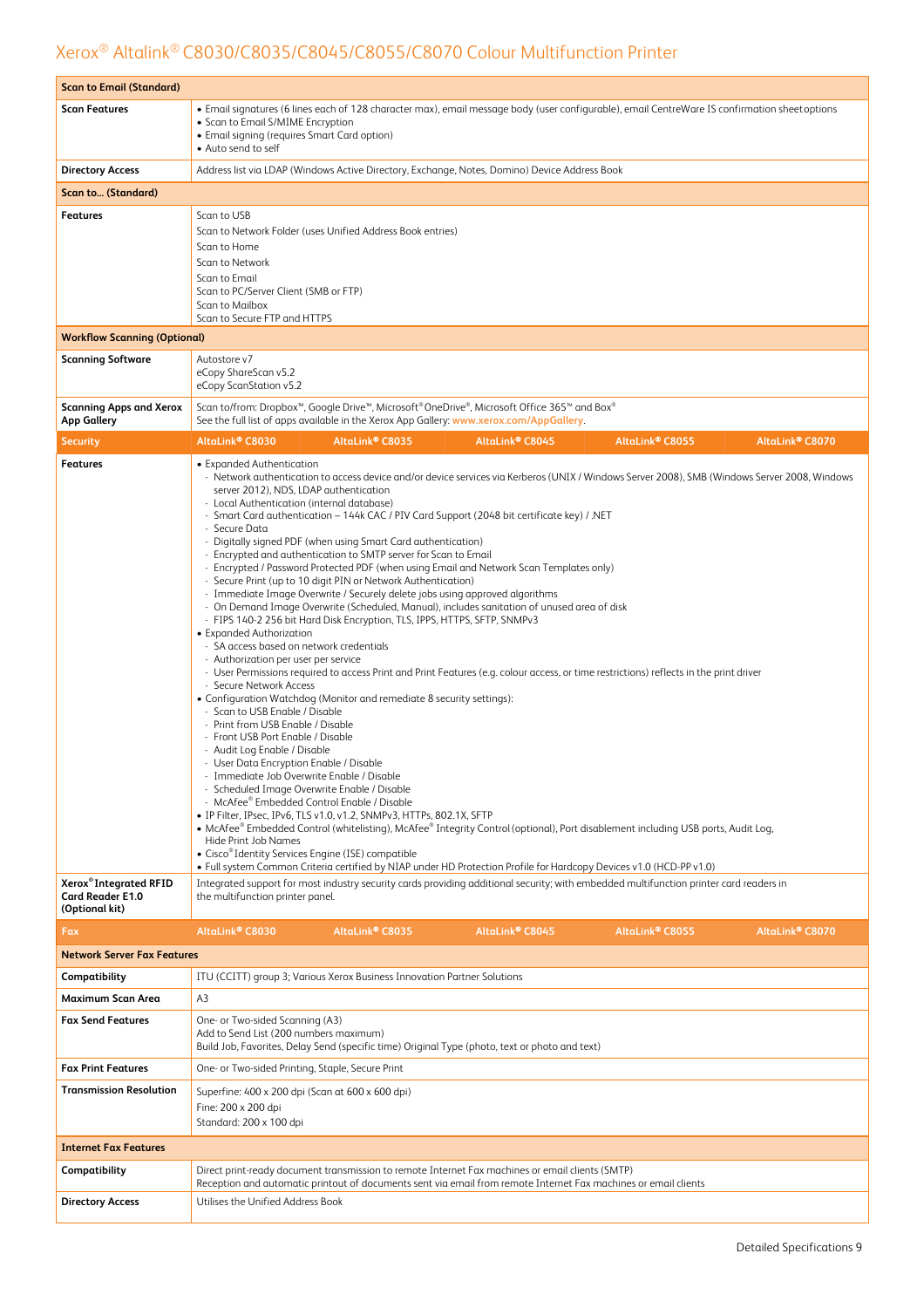# Xerox® Altalink® C8030/C8035/C8045/C8055/C8070 Colour Multifunction Printer

| Scan to Email (Standard) | | | | | |
|---|---|---|---|---|---|
| Scan Features | • Email signatures (6 lines each of 128 character max), email message body (user configurable), email CentreWare IS confirmation sheet options<br>• Scan to Email S/MIME Encryption<br>• Email signing (requires Smart Card option)<br>• Auto send to self | | | | |
| Directory Access | Address list via LDAP (Windows Active Directory, Exchange, Notes, Domino) Device Address Book | | | | |
| **Scan to... (Standard)** | | | | | |
| Features | Scan to USB<br>Scan to Network Folder (uses Unified Address Book entries)<br>Scan to Home<br>Scan to Network<br>Scan to Email<br>Scan to PC/Server Client (SMB or FTP)<br>Scan to Mailbox<br>Scan to Secure FTP and HTTPS | | | | |
| **Workflow Scanning (Optional)** | | | | | |
| Scanning Software | Autostore v7<br>eCopy ShareScan v5.2<br>eCopy ScanStation v5.2 | | | | |
| Scanning Apps and Xerox App Gallery | Scan to/from: Dropbox™, Google Drive™, Microsoft® OneDrive®, Microsoft Office 365™ and Box®<br>See the full list of apps available in the Xerox App Gallery: www.xerox.com/AppGallery. | | | | |
| **Security** | **AltaLink® C8030** | **AltaLink® C8035** | **AltaLink® C8045** | **AltaLink® C8055** | **AltaLink® C8070** |
| Features | • Expanded Authentication<br>- Network authentication to access device and/or device services via Kerberos (UNIX / Windows Server 2008), SMB (Windows Server 2008, Windows server 2012), NDS, LDAP authentication<br>- Local Authentication (internal database)<br>- Smart Card authentication – 144k CAC / PIV Card Support (2048 bit certificate key) / .NET<br>- Secure Data<br>- Digitally signed PDF (when using Smart Card authentication)<br>- Encrypted and authentication to SMTP server for Scan to Email<br>- Encrypted / Password Protected PDF (when using Email and Network Scan Templates only)<br>- Secure Print (up to 10 digit PIN or Network Authentication)<br>- Immediate Image Overwrite / Securely delete jobs using approved algorithms<br>- On Demand Image Overwrite (Scheduled, Manual), includes sanitation of unused area of disk<br>- FIPS 140-2 256 bit Hard Disk Encryption, TLS, IPPS, HTTPS, SFTP, SNMPv3<br>• Expanded Authorization<br>- SA access based on network credentials<br>- Authorization per user per service<br>- User Permissions required to access Print and Print Features (e.g. colour access, or time restrictions) reflects in the print driver<br>- Secure Network Access<br>• Configuration Watchdog (Monitor and remediate 8 security settings):<br>- Scan to USB Enable / Disable<br>- Print from USB Enable / Disable<br>- Front USB Port Enable / Disable<br>- Audit Log Enable / Disable<br>- User Data Encryption Enable / Disable<br>- Immediate Job Overwrite Enable / Disable<br>- Scheduled Image Overwrite Enable / Disable<br>- McAfee® Embedded Control Enable / Disable<br>• IP Filter, IPsec, IPv6, TLS v1.0, v1.2, SNMPv3, HTTPs, 802.1X, SFTP<br>• McAfee® Embedded Control (whitelisting), McAfee® Integrity Control (optional), Port disablement including USB ports, Audit Log, Hide Print Job Names<br>• Cisco® Identity Services Engine (ISE) compatible<br>• Full system Common Criteria certified by NIAP under HD Protection Profile for Hardcopy Devices v1.0 (HCD-PP v1.0) | | | | |
| Xerox® Integrated RFID Card Reader E1.0 (Optional kit) | Integrated support for most industry security cards providing additional security; with embedded multifunction printer card readers in the multifunction printer panel. | | | | |
| **Fax** | **AltaLink® C8030** | **AltaLink® C8035** | **AltaLink® C8045** | **AltaLink® C8055** | **AltaLink® C8070** |
| **Network Server Fax Features** | | | | | |
| Compatibility | ITU (CCITT) group 3; Various Xerox Business Innovation Partner Solutions | | | | |
| Maximum Scan Area | A3 | | | | |
| Fax Send Features | One- or Two-sided Scanning (A3)<br>Add to Send List (200 numbers maximum)<br>Build Job, Favorites, Delay Send (specific time) Original Type (photo, text or photo and text) | | | | |
| Fax Print Features | One- or Two-sided Printing, Staple, Secure Print | | | | |
| Transmission Resolution | Superfine: 400 x 200 dpi (Scan at 600 x 600 dpi)<br>Fine: 200 x 200 dpi<br>Standard: 200 x 100 dpi | | | | |
| **Internet Fax Features** | | | | | |
| Compatibility | Direct print-ready document transmission to remote Internet Fax machines or email clients (SMTP)<br>Reception and automatic printout of documents sent via email from remote Internet Fax machines or email clients | | | | |
| Directory Access | Utilises the Unified Address Book | | | | |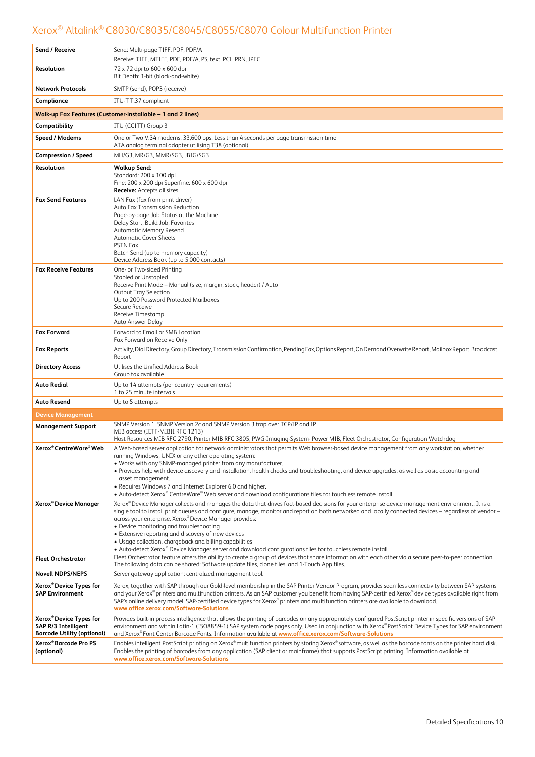| | |
|---|---|
| **Send / Receive** | Send: Multi-page TIFF, PDF, PDF/A<br>Receive: TIFF, MTIFF, PDF, PDF/A, PS, text, PCL, PRN, JPEG |
| **Resolution** | 72 x 72 dpi to 600 x 600 dpi<br>Bit Depth: 1-bit (black-and-white) |
| **Network Protocols** | SMTP (send), POP3 (receive) |
| **Compliance** | ITU-T T.37 compliant |
| **Walk-up Fax Features (Customer-installable – 1 and 2 lines)** | |
| **Compatibility** | ITU (CCITT) Group 3 |
| **Speed / Modems** | One or Two V.34 modems: 33,600 bps. Less than 4 seconds per page transmission time<br>ATA analog terminal adapter utilising T38 (optional) |
| **Compression / Speed** | MH/G3, MR/G3, MMR/SG3, JBIG/SG3 |
| **Resolution** | **Walkup Send:**<br>Standard: 200 x 100 dpi<br>Fine: 200 x 200 dpi Superfine: 600 x 600 dpi<br>**Receive:** Accepts all sizes |
| **Fax Send Features** | LAN Fax (fax from print driver)<br>Auto Fax Transmission Reduction<br>Page-by-page Job Status at the Machine<br>Delay Start, Build Job, Favorites<br>Automatic Memory Resend<br>Automatic Cover Sheets<br>PSTN Fax<br>Batch Send (up to memory capacity)<br>Device Address Book (up to 5,000 contacts) |
| **Fax Receive Features** | One- or Two-sided Printing<br>Stapled or Unstapled<br>Receive Print Mode – Manual (size, margin, stock, header) / Auto<br>Output Tray Selection<br>Up to 200 Password Protected Mailboxes<br>Secure Receive<br>Receive Timestamp<br>Auto Answer Delay |
| **Fax Forward** | Forward to Email or SMB Location<br>Fax Forward on Receive Only |
| **Fax Reports** | Activity, Dial Directory, Group Directory, Transmission Confirmation, Pending Fax, Options Report, On Demand Overwrite Report, Mailbox Report, Broadcast Report |
| **Directory Access** | Utilises the Unified Address Book<br>Group fax available |
| **Auto Redial** | Up to 14 attempts (per country requirements)<br>1 to 25 minute intervals |
| **Auto Resend** | Up to 5 attempts |
| **Device Management** | |
| **Management Support** | SNMP Version 1. SNMP Version 2c and SNMP Version 3 trap over TCP/IP and IP<br>MIB access (IETF-MIBII RFC 1213)<br>Host Resources MIB RFC 2790, Printer MIB RFC 3805, PWG-Imaging-System- Power MIB, Fleet Orchestrator, Configuration Watchdog |
| **Xerox® CentreWare® Web** | A Web-based server application for network administrators that permits Web browser-based device management from any workstation, whether running Windows, UNIX or any other operating system:<br>• Works with any SNMP-managed printer from any manufacturer.<br>• Provides help with device discovery and installation, health checks and troubleshooting, and device upgrades, as well as basic accounting and asset management.<br>• Requires Windows 7 and Internet Explorer 6.0 and higher.<br>• Auto-detect Xerox® CentreWare® Web server and download configurations files for touchless remote install |
| **Xerox® Device Manager** | Xerox® Device Manager collects and manages the data that drives fact-based decisions for your enterprise device management environment. It is a single tool to install print queues and configure, manage, monitor and report on both networked and locally connected devices – regardless of vendor – across your enterprise. Xerox® Device Manager provides:<br>• Device monitoring and troubleshooting<br>• Extensive reporting and discovery of new devices<br>• Usage collection, chargeback and billing capabilities<br>• Auto-detect Xerox® Device Manager server and download configurations files for touchless remote install |
| **Fleet Orchestrator** | Fleet Orchestrator feature offers the ability to create a group of devices that share information with each other via a secure peer-to-peer connection. The following data can be shared: Software update files, clone files, and 1-Touch App files. |
| **Novell NDPS/NEPS** | Server gateway application: centralized management tool. |
| **Xerox® Device Types for SAP Environment** | Xerox, together with SAP through our Gold-level membership in the SAP Printer Vendor Program, provides seamless connectivity between SAP systems and your Xerox® printers and multifunction printers. As an SAP customer you benefit from having SAP-certified Xerox® device types available right from SAP's online delivery model. SAP-certified device types for Xerox® printers and multifunction printers are available to download.<br>www.office.xerox.com/Software-Solutions |
| **Xerox® Device Types for SAP R/3 Intelligent Barcode Utility (optional)** | Provides built-in process intelligence that allows the printing of barcodes on any appropriately configured PostScript printer in specific versions of SAP environment and within Latin-1 (ISO8859-1) SAP system code pages only. Used in conjunction with Xerox® PostScript Device Types for SAP environment and Xerox® Font Center Barcode Fonts. Information available at www.office.xerox.com/Software-Solutions |
| **Xerox® Barcode Pro PS (optional)** | Enables intelligent PostScript printing on Xerox® multifunction printers by storing Xerox® software, as well as the barcode fonts on the printer hard disk. Enables the printing of barcodes from any application (SAP client or mainframe) that supports PostScript printing. Information available at www.office.xerox.com/Software-Solutions |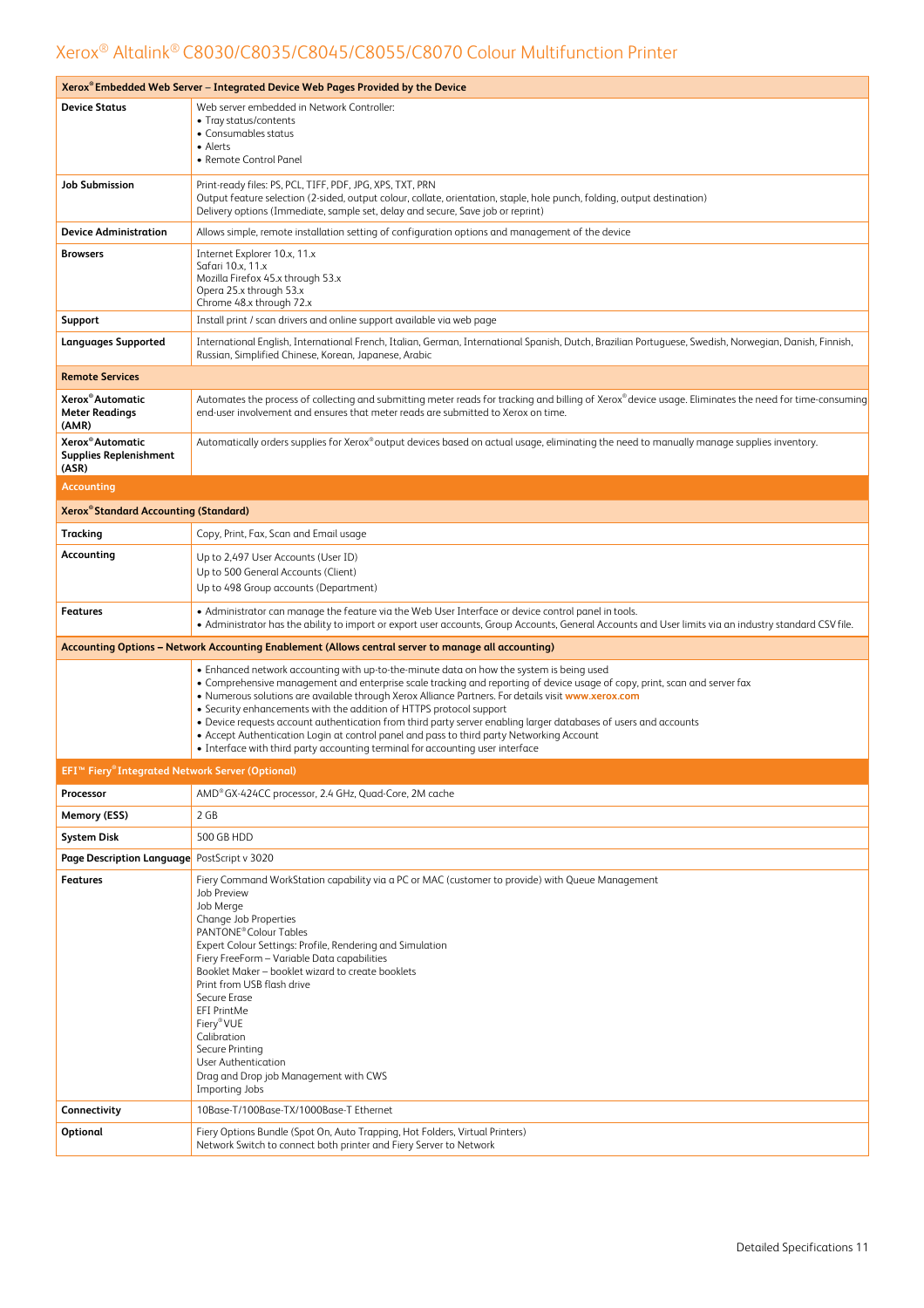# Xerox® Altalink® C8030/C8035/C8045/C8055/C8070 Colour Multifunction Printer

| Xerox® Embedded Web Server – Integrated Device Web Pages Provided by the Device | |
|---|---|
| **Device Status** | Web server embedded in Network Controller:<br>• Tray status/contents<br>• Consumables status<br>• Alerts<br>• Remote Control Panel |
| **Job Submission** | Print-ready files: PS, PCL, TIFF, PDF, JPG, XPS, TXT, PRN<br>Output feature selection (2-sided, output colour, collate, orientation, staple, hole punch, folding, output destination)<br>Delivery options (Immediate, sample set, delay and secure, Save job or reprint) |
| **Device Administration** | Allows simple, remote installation setting of configuration options and management of the device |
| **Browsers** | Internet Explorer 10.x, 11.x<br>Safari 10.x, 11.x<br>Mozilla Firefox 45.x through 53.x<br>Opera 25.x through 53.x<br>Chrome 48.x through 72.x |
| **Support** | Install print / scan drivers and online support available via web page |
| **Languages Supported** | International English, International French, Italian, German, International Spanish, Dutch, Brazilian Portuguese, Swedish, Norwegian, Danish, Finnish, Russian, Simplified Chinese, Korean, Japanese, Arabic |
| **Remote Services** | |
| **Xerox® Automatic Meter Readings (AMR)** | Automates the process of collecting and submitting meter reads for tracking and billing of Xerox® device usage. Eliminates the need for time-consuming end-user involvement and ensures that meter reads are submitted to Xerox on time. |
| **Xerox® Automatic Supplies Replenishment (ASR)** | Automatically orders supplies for Xerox® output devices based on actual usage, eliminating the need to manually manage supplies inventory. |

## Accounting

| Xerox® Standard Accounting (Standard) | |
|---|---|
| **Tracking** | Copy, Print, Fax, Scan and Email usage |
| **Accounting** | Up to 2,497 User Accounts (User ID)<br>Up to 500 General Accounts (Client)<br>Up to 498 Group accounts (Department) |
| **Features** | • Administrator can manage the feature via the Web User Interface or device control panel in tools.<br>• Administrator has the ability to import or export user accounts, Group Accounts, General Accounts and User limits via an industry standard CSV file. |
| **Accounting Options – Network Accounting Enablement (Allows central server to manage all accounting)** | |
| | • Enhanced network accounting with up-to-the-minute data on how the system is being used<br>• Comprehensive management and enterprise scale tracking and reporting of device usage of copy, print, scan and server fax<br>• Numerous solutions are available through Xerox Alliance Partners. For details visit www.xerox.com<br>• Security enhancements with the addition of HTTPS protocol support<br>• Device requests account authentication from third party server enabling larger databases of users and accounts<br>• Accept Authentication Login at control panel and pass to third party Networking Account<br>• Interface with third party accounting terminal for accounting user interface |

## EFI™ Fiery® Integrated Network Server (Optional)

| | |
|---|---|
| **Processor** | AMD® GX-424CC processor, 2.4 GHz, Quad-Core, 2M cache |
| **Memory (ESS)** | 2 GB |
| **System Disk** | 500 GB HDD |
| **Page Description Language** | PostScript v 3020 |
| **Features** | Fiery Command WorkStation capability via a PC or MAC (customer to provide) with Queue Management<br>Job Preview<br>Job Merge<br>Change Job Properties<br>PANTONE® Colour Tables<br>Expert Colour Settings: Profile, Rendering and Simulation<br>Fiery FreeForm – Variable Data capabilities<br>Booklet Maker – booklet wizard to create booklets<br>Print from USB flash drive<br>Secure Erase<br>EFI PrintMe<br>Fiery® VUE<br>Calibration<br>Secure Printing<br>User Authentication<br>Drag and Drop job Management with CWS<br>Importing Jobs |
| **Connectivity** | 10Base-T/100Base-TX/1000Base-T Ethernet |
| **Optional** | Fiery Options Bundle (Spot On, Auto Trapping, Hot Folders, Virtual Printers)<br>Network Switch to connect both printer and Fiery Server to Network |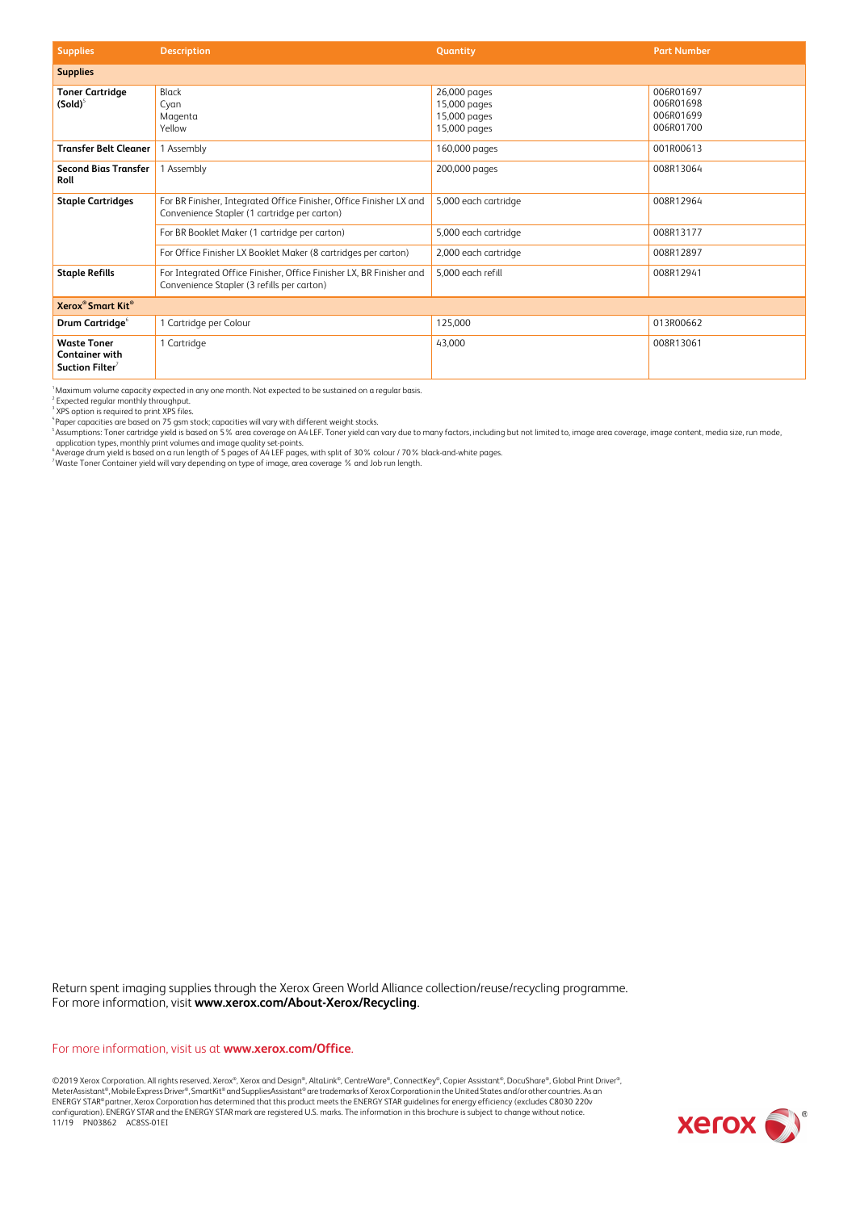| Supplies | Description | Quantity | Part Number |
|---|---|---|---|
| **Supplies** | | | |
| **Toner Cartridge (Sold)**[5] | Black<br>Cyan<br>Magenta<br>Yellow | 26,000 pages<br>15,000 pages<br>15,000 pages<br>15,000 pages | 006R01697<br>006R01698<br>006R01699<br>006R01700 |
| **Transfer Belt Cleaner** | 1 Assembly | 160,000 pages | 001R00613 |
| **Second Bias Transfer Roll** | 1 Assembly | 200,000 pages | 008R13064 |
| **Staple Cartridges** | For BR Finisher, Integrated Office Finisher, Office Finisher LX and Convenience Stapler (1 cartridge per carton) | 5,000 each cartridge | 008R12964 |
| | For BR Booklet Maker (1 cartridge per carton) | 5,000 each cartridge | 008R13177 |
| | For Office Finisher LX Booklet Maker (8 cartridges per carton) | 2,000 each cartridge | 008R12897 |
| **Staple Refills** | For Integrated Office Finisher, Office Finisher LX, BR Finisher and Convenience Stapler (3 refills per carton) | 5,000 each refill | 008R12941 |
| **Xerox® Smart Kit®** | | | |
| **Drum Cartridge**[6] | 1 Cartridge per Colour | 125,000 | 013R00662 |
| **Waste Toner Container with Suction Filter**[7] | 1 Cartridge | 43,000 | 008R13061 |

[1] Maximum volume capacity expected in any one month. Not expected to be sustained on a regular basis.
[2] Expected regular monthly throughput.
[3] XPS option is required to print XPS files.
[4] Paper capacities are based on 75 gsm stock; capacities will vary with different weight stocks.
[5] Assumptions: Toner cartridge yield is based on 5% area coverage on A4 LEF. Toner yield can vary due to many factors, including but not limited to, image area coverage, image content, media size, run mode, application types, monthly print volumes and image quality set-points.
[6] Average drum yield is based on a run length of 5 pages of A4 LEF pages, with split of 30% colour / 70% black-and-white pages.
[7] Waste Toner Container yield will vary depending on type of image, area coverage % and Job run length.

Return spent imaging supplies through the Xerox Green World Alliance collection/reuse/recycling programme.
For more information, visit **www.xerox.com/About-Xerox/Recycling**.

For more information, visit us at **www.xerox.com/Office**.

©2019 Xerox Corporation. All rights reserved. Xerox®, Xerox and Design®, AltaLink®, CentreWare®, ConnectKey®, Copier Assistant®, DocuShare®, Global Print Driver®, MeterAssistant®, Mobile Express Driver®, SmartKit® and SuppliesAssistant® are trademarks of Xerox Corporation in the United States and/or other countries. As an ENERGY STAR® partner, Xerox Corporation has determined that this product meets the ENERGY STAR guidelines for energy efficiency (excludes C8030 220v configuration). ENERGY STAR and the ENERGY STAR mark are registered U.S. marks. The information in this brochure is subject to change without notice.
11/19 PN03862 AC8SS-01EI

xerox®